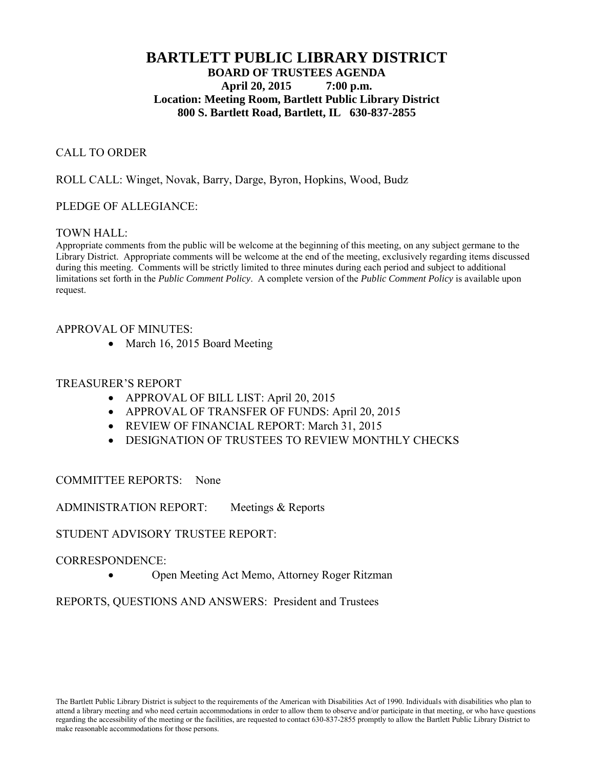# BARTLETT PUBLIC LIBRARY DISTRICT

**BOARD OF TRUSTEES AGENDA**

**April 20, 2015 7:00 p.m.**

**Location: Meeting Room, Bartlett Public Library District**

**800 S. Bartlett Road, Bartlett, IL 630-837-2855**

CALL TO ORDER

ROLL CALL: Winget, Novak, Barry, Darge, Byron, Hopkins, Wood, Budz

PLEDGE OF ALLEGIANCE:

TOWN HALL:

Appropriate comments from the public will be welcome at the beginning of this meeting, on any subject germane to the Library District. Appropriate comments will be welcome at the end of the meeting, exclusively regarding items discussed during this meeting. Comments will be strictly limited to three minutes during each period and subject to additional limitations set forth in the *Public Comment Policy*. A complete version of the *Public Comment Policy* is available upon request.

APPROVAL OF MINUTES:

- March 16, 2015 Board Meeting

TREASURER'S REPORT

- APPROVAL OF BILL LIST: April 20, 2015
- APPROVAL OF TRANSFER OF FUNDS: April 20, 2015
- REVIEW OF FINANCIAL REPORT: March 31, 2015
- DESIGNATION OF TRUSTEES TO REVIEW MONTHLY CHECKS

COMMITTEE REPORTS: None

ADMINISTRATION REPORT: Meetings & Reports

STUDENT ADVISORY TRUSTEE REPORT:

CORRESPONDENCE:

- Open Meeting Act Memo, Attorney Roger Ritzman

REPORTS, QUESTIONS AND ANSWERS: President and Trustees

The Bartlett Public Library District is subject to the requirements of the American with Disabilities Act of 1990. Individuals with disabilities who plan to attend a library meeting and who need certain accommodations in order to allow them to observe and/or participate in that meeting, or who have questions regarding the accessibility of the meeting or the facilities, are requested to contact 630-837-2855 promptly to allow the Bartlett Public Library District to make reasonable accommodations for those persons.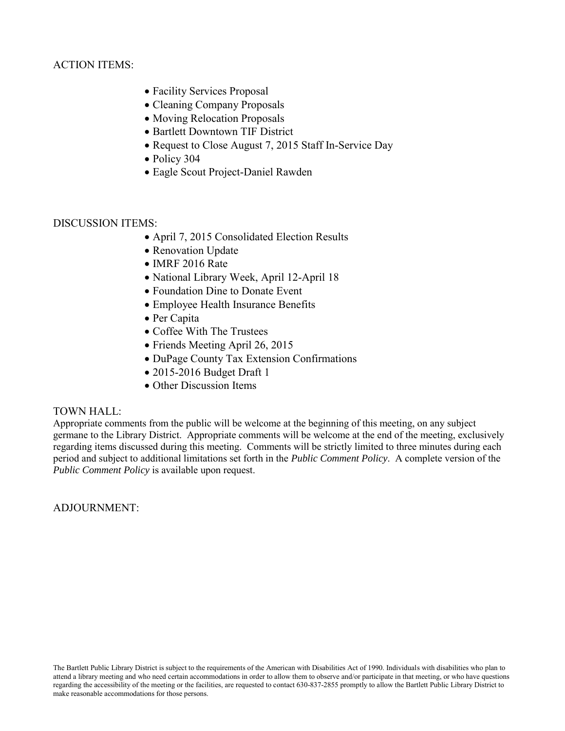ACTION ITEMS:

- Facility Services Proposal
- Cleaning Company Proposals
- Moving Relocation Proposals
- Bartlett Downtown TIF District
- Request to Close August 7, 2015 Staff In-Service Day
- Policy 304
- Eagle Scout Project-Daniel Rawden

DISCUSSION ITEMS:

- April 7, 2015 Consolidated Election Results
- Renovation Update
- IMRF 2016 Rate
- National Library Week, April 12-April 18
- Foundation Dine to Donate Event
- Employee Health Insurance Benefits
- Per Capita
- Coffee With The Trustees
- Friends Meeting April 26, 2015
- DuPage County Tax Extension Confirmations
- 2015-2016 Budget Draft 1
- Other Discussion Items

TOWN HALL:

Appropriate comments from the public will be welcome at the beginning of this meeting, on any subject germane to the Library District. Appropriate comments will be welcome at the end of the meeting, exclusively regarding items discussed during this meeting. Comments will be strictly limited to three minutes during each period and subject to additional limitations set forth in the *Public Comment Policy*. A complete version of the *Public Comment Policy* is available upon request.

ADJOURNMENT:

The Bartlett Public Library District is subject to the requirements of the American with Disabilities Act of 1990. Individuals with disabilities who plan to attend a library meeting and who need certain accommodations in order to allow them to observe and/or participate in that meeting, or who have questions regarding the accessibility of the meeting or the facilities, are requested to contact 630-837-2855 promptly to allow the Bartlett Public Library District to make reasonable accommodations for those persons.